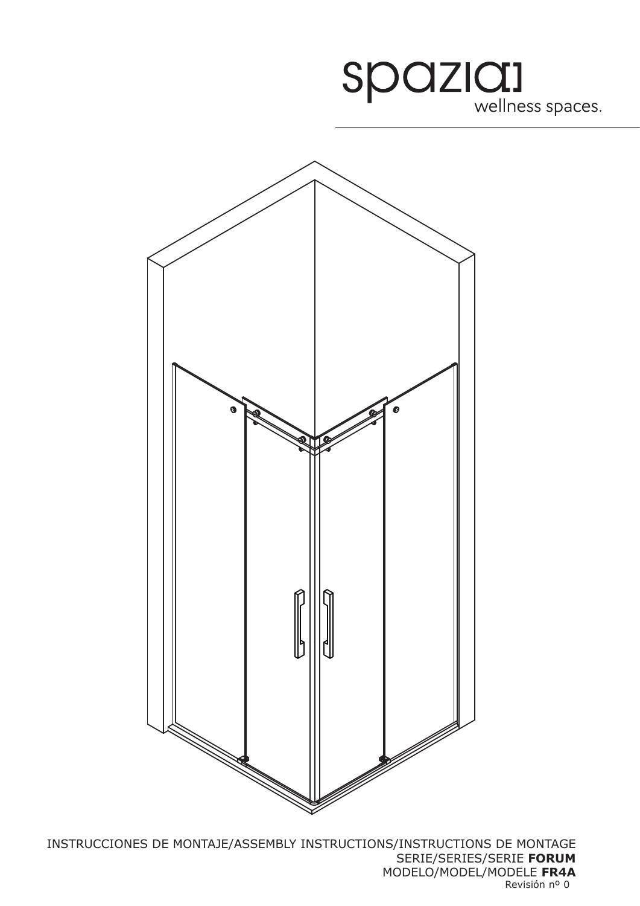spazia wellness spaces.

INSTRUCCIONES DE MONTAJE/ASSEMBLY INSTRUCTIONS/INSTRUCTIONS DE MONTAGE

SERIE/SERIES/SERIE **FORUM**

MODELO/MODEL/MODELE **FR4A**

Revisión nº 0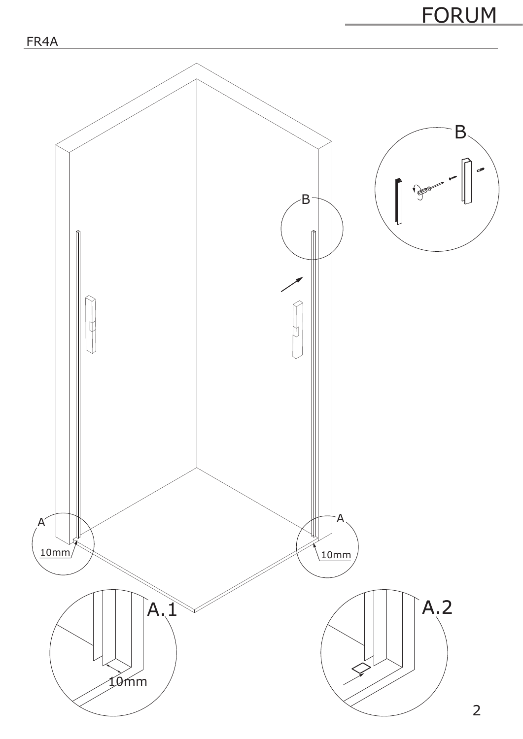B

B

A

10mm

A

10mm

A.1

10mm

A.2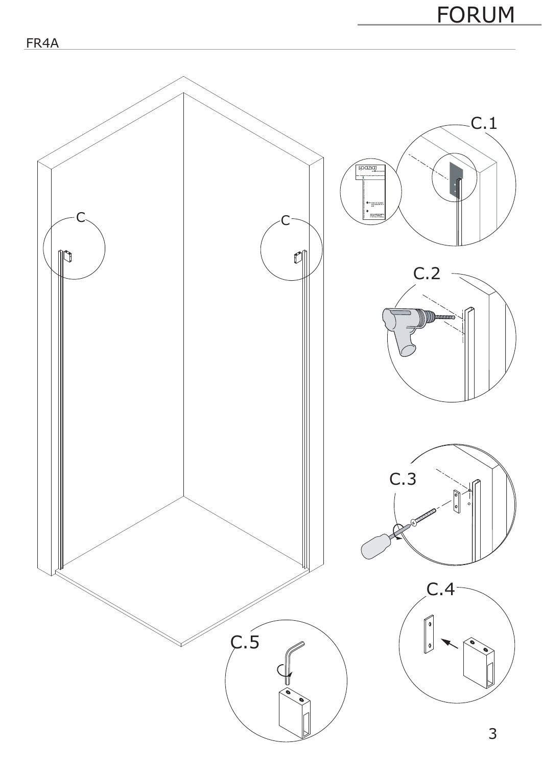FR4A

C

C

C.1

C.2

C.3

C.4

C.5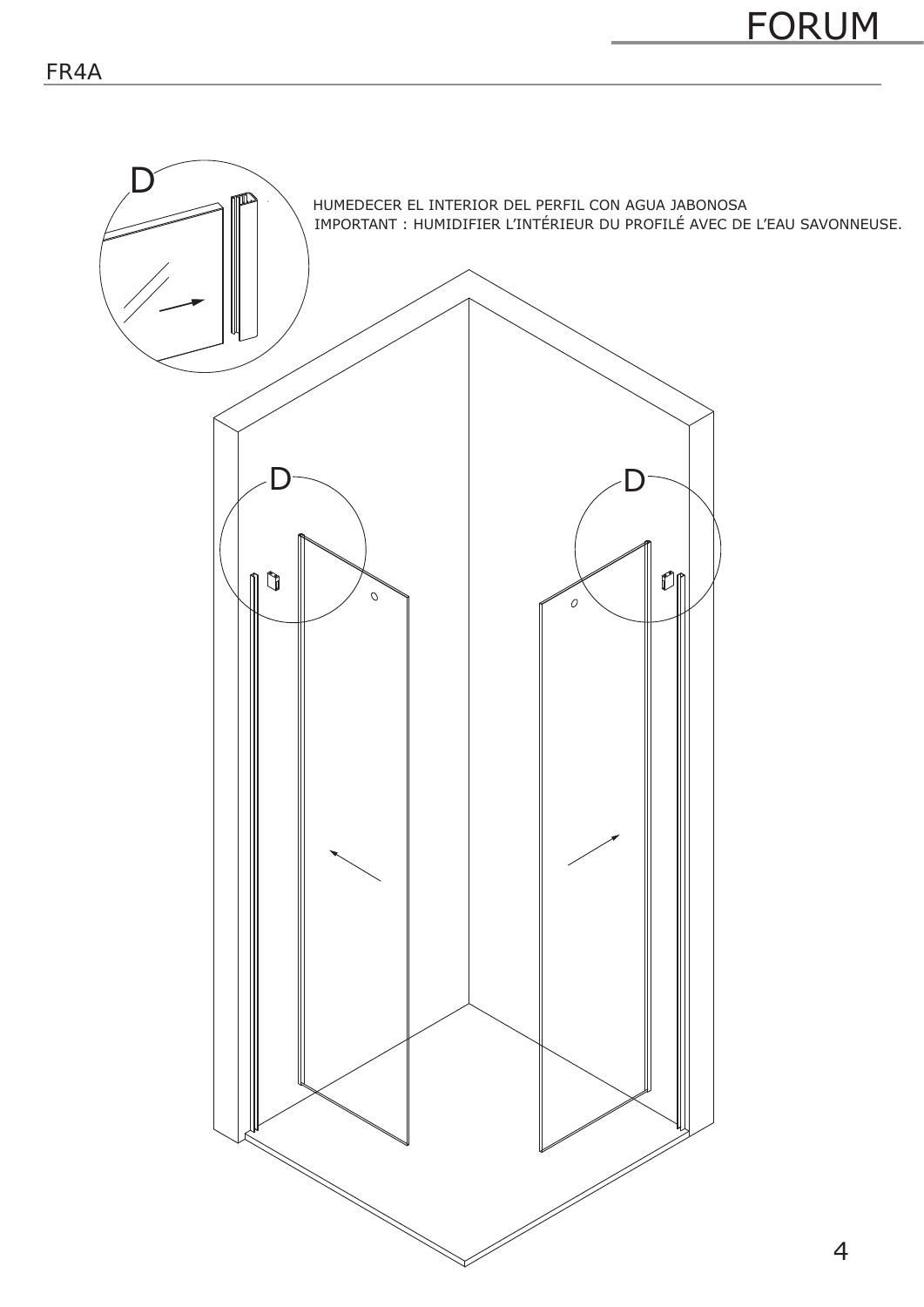FR4A

D

HUMEDECER EL INTERIOR DEL PERFIL CON AGUA JABONOSA

IMPORTANT : HUMIDIFIER L’INTÉRIEUR DU PROFILÉ AVEC DE L’EAU SAVONNEUSE.

D

D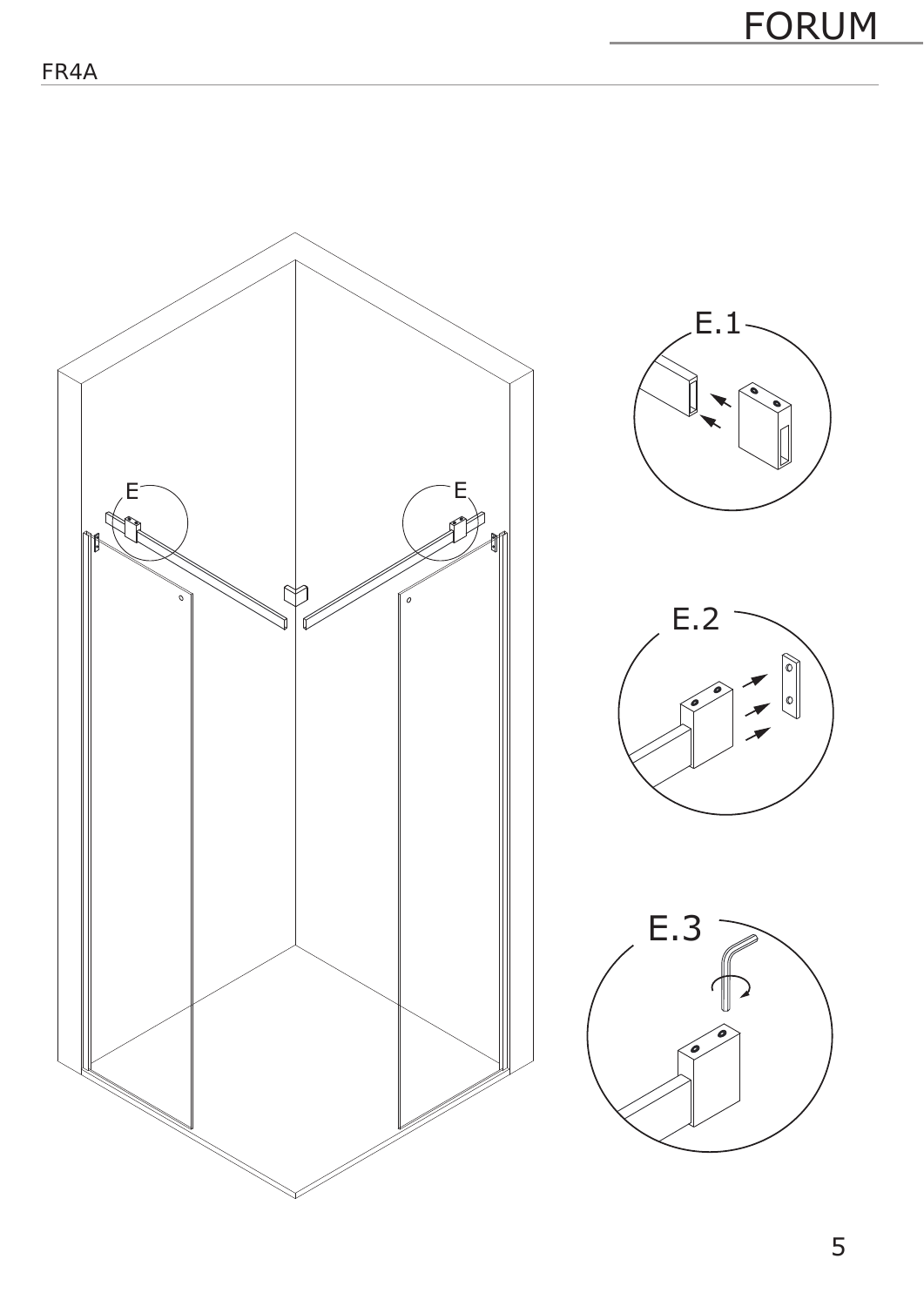E

E

E.1

E.2

E.3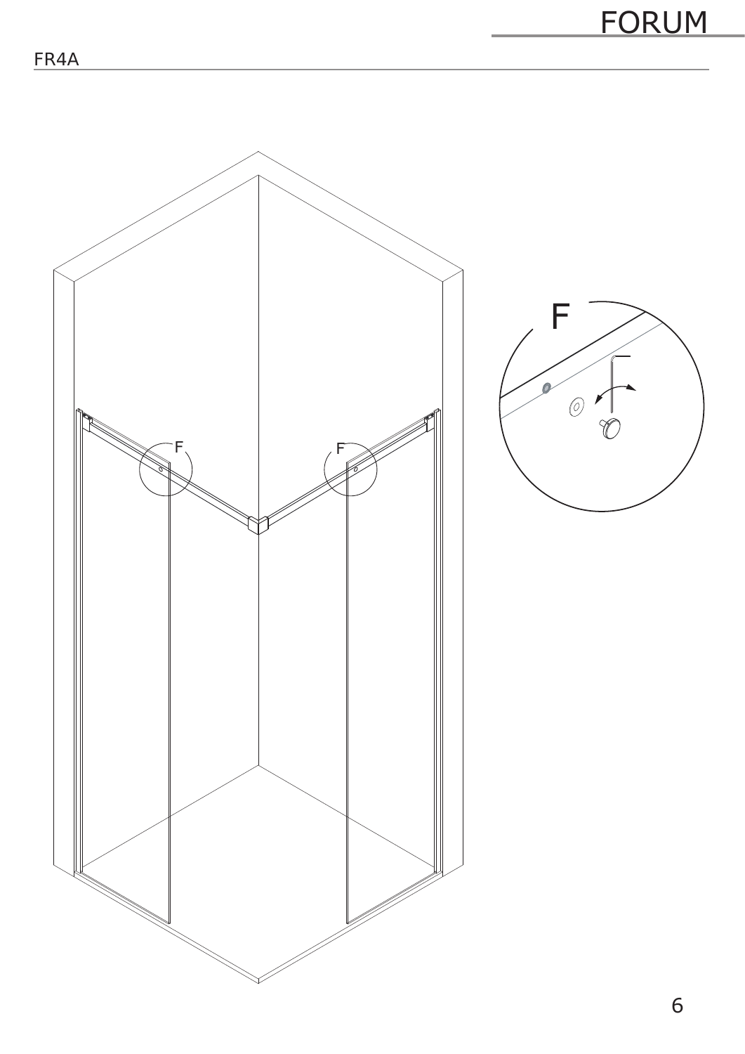F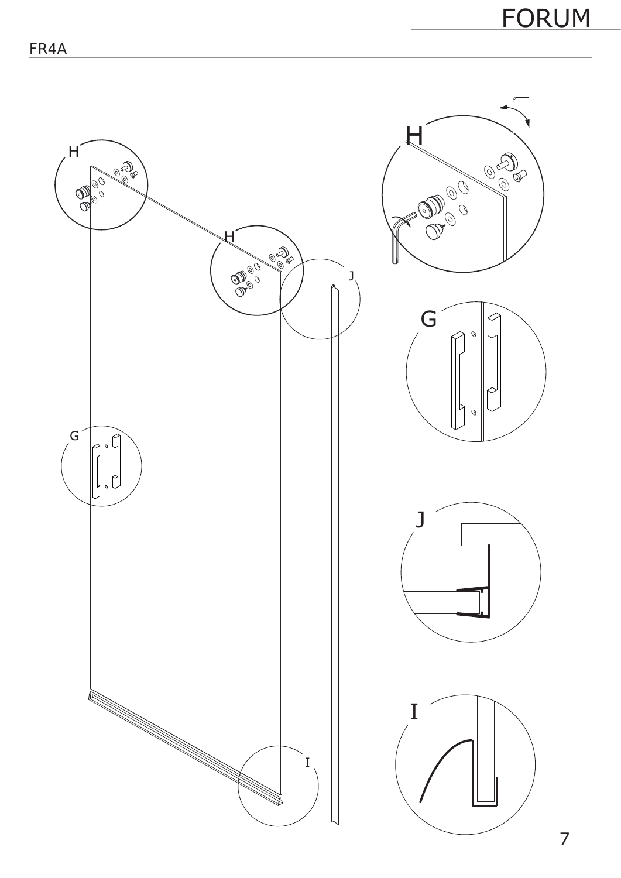FR4A

H

H

J

G

I

H

G

J

I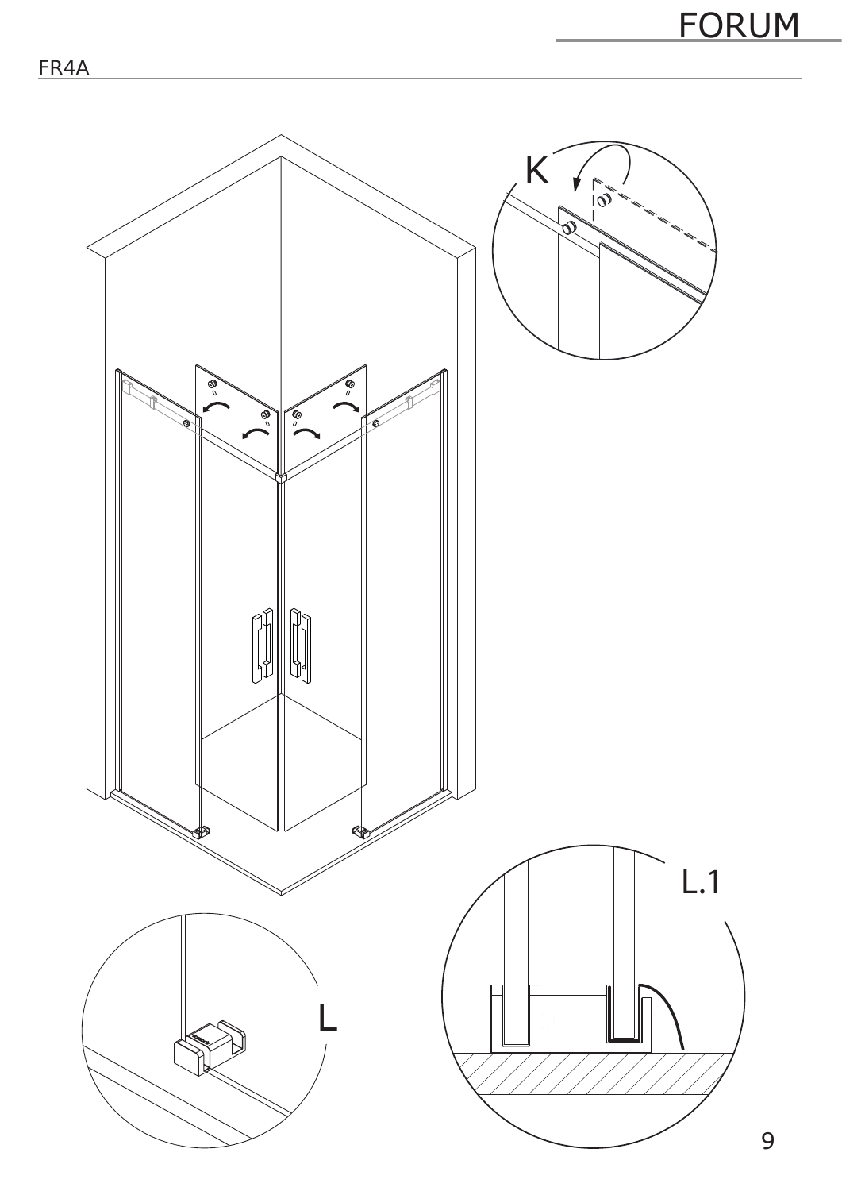FR4A

K

L

L.1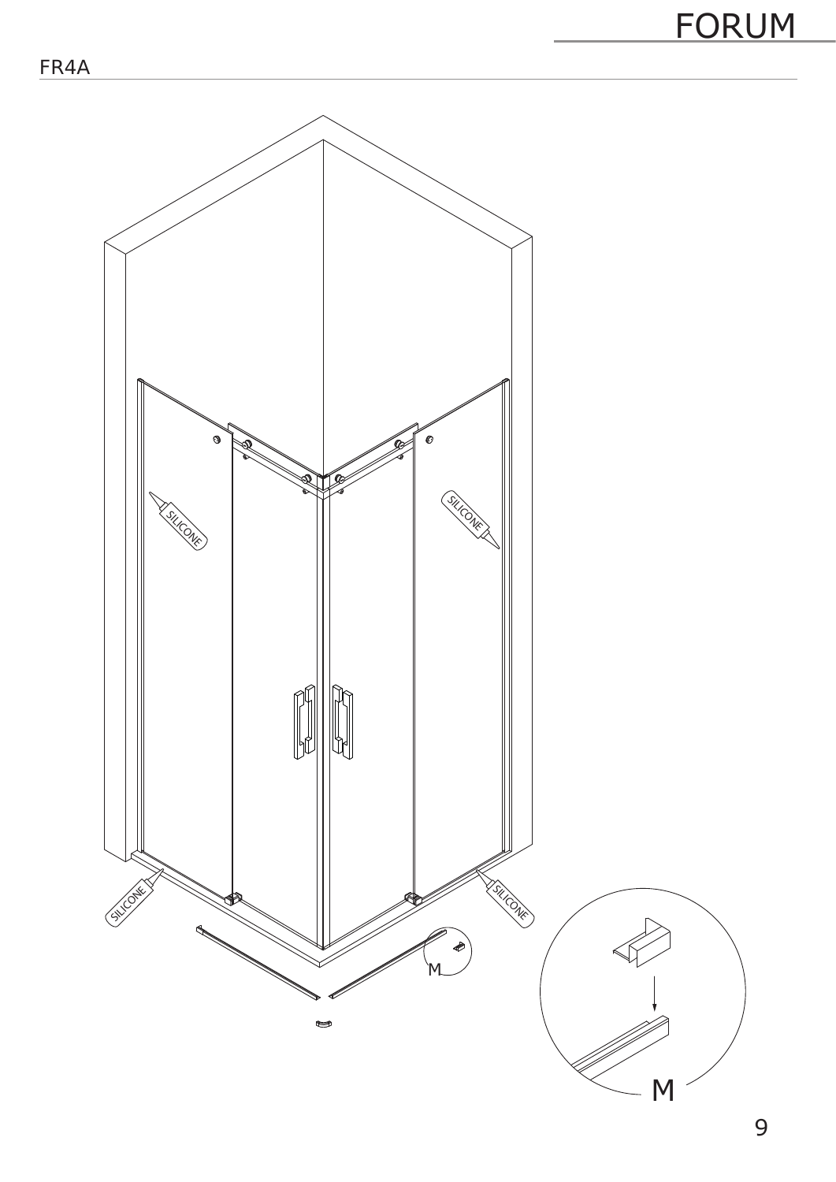FR4A

SILICONE

SILICONE

SILICONE

SILICONE

M

M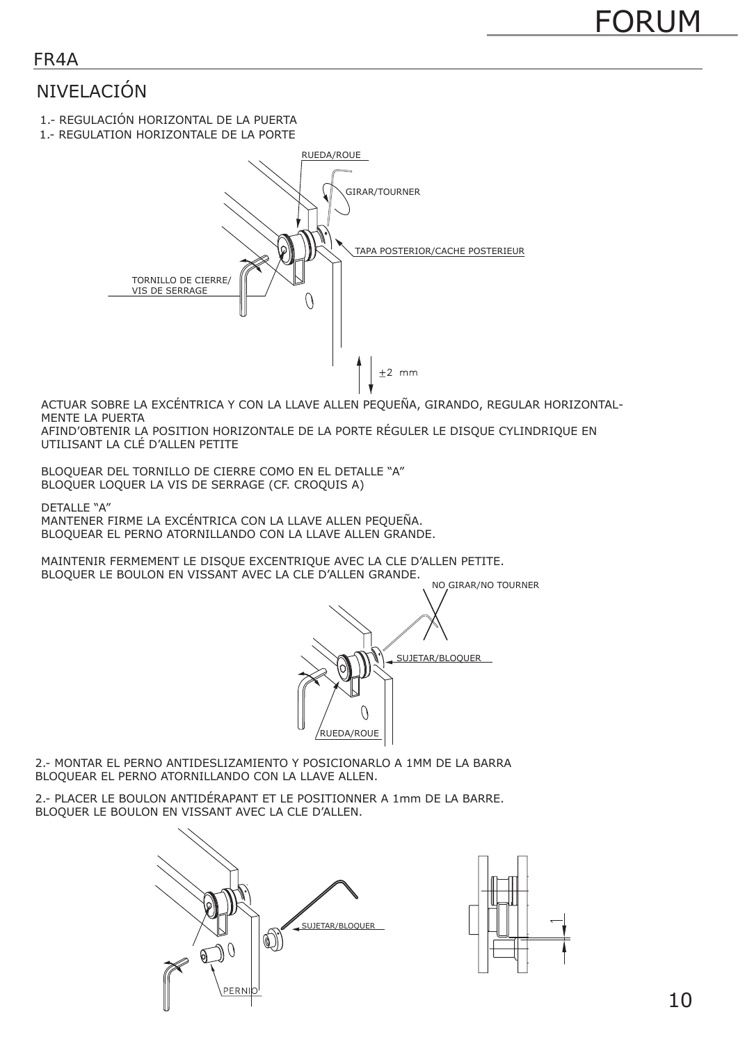## FR4A

# NIVELACIÓN

1.- REGULACIÓN HORIZONTAL DE LA PUERTA
1.- REGULATION HORIZONTALE DE LA PORTE

RUEDA/ROUE

GIRAR/TOURNER

TAPA POSTERIOR/CACHE POSTERIEUR

TORNILLO DE CIERRE/
VIS DE SERRAGE

$\pm 2$ mm

ACTUAR SOBRE LA EXCÉNTRICA Y CON LA LLAVE ALLEN PEQUEÑA, GIRANDO, REGULAR HORIZONTALMENTE LA PUERTA
AFIND'OBTENIR LA POSITION HORIZONTALE DE LA PORTE RÉGULER LE DISQUE CYLINDRIQUE EN UTILISANT LA CLÉ D'ALLEN PETITE

BLOQUEAR DEL TORNILLO DE CIERRE COMO EN EL DETALLE "A"
BLOQUER LOQUER LA VIS DE SERRAGE (CF. CROQUIS A)

DETALLE "A"
MANTENER FIRME LA EXCÉNTRICA CON LA LLAVE ALLEN PEQUEÑA.
BLOQUEAR EL PERNO ATORNILLANDO CON LA LLAVE ALLEN GRANDE.

MAINTENIR FERMEMENT LE DISQUE EXCENTRIQUE AVEC LA CLE D'ALLEN PETITE.
BLOQUER LE BOULON EN VISSANT AVEC LA CLE D'ALLEN GRANDE.

NO GIRAR/NO TOURNER

SUJETAR/BLOQUER

RUEDA/ROUE

2.- MONTAR EL PERNO ANTIDESLIZAMIENTO Y POSICIONARLO A 1MM DE LA BARRA
BLOQUEAR EL PERNO ATORNILLANDO CON LA LLAVE ALLEN.

2.- PLACER LE BOULON ANTIDÉRAPANT ET LE POSITIONNER A 1mm DE LA BARRE.
BLOQUER LE BOULON EN VISSANT AVEC LA CLE D'ALLEN.

SUJETAR/BLOQUER

PERNIO

1